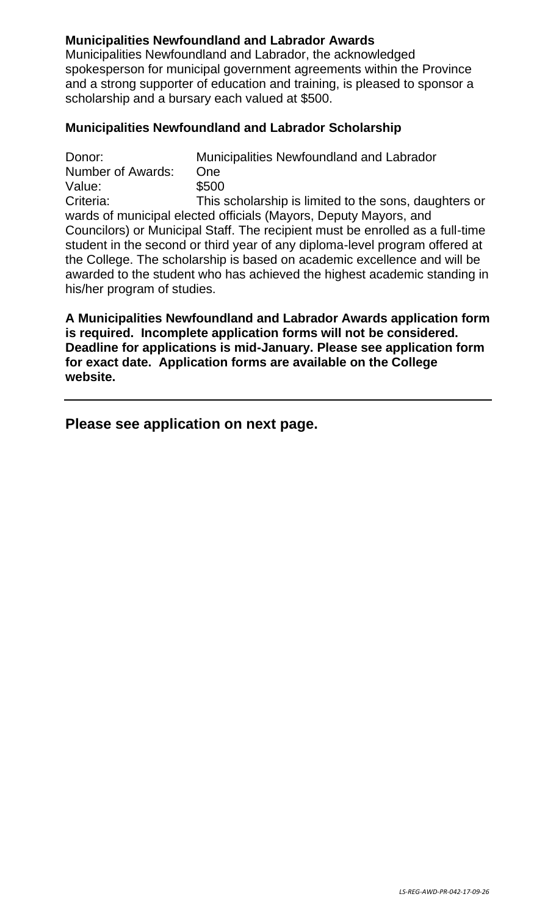**Municipalities Newfoundland and Labrador Awards**

Municipalities Newfoundland and Labrador, the acknowledged spokesperson for municipal government agreements within the Province and a strong supporter of education and training, is pleased to sponsor a scholarship and a bursary each valued at $500.

**Municipalities Newfoundland and Labrador Scholarship**

Donor: Municipalities Newfoundland and Labrador
Number of Awards: One
Value: $500
Criteria: This scholarship is limited to the sons, daughters or wards of municipal elected officials (Mayors, Deputy Mayors, and Councilors) or Municipal Staff. The recipient must be enrolled as a full-time student in the second or third year of any diploma-level program offered at the College. The scholarship is based on academic excellence and will be awarded to the student who has achieved the highest academic standing in his/her program of studies.

**A Municipalities Newfoundland and Labrador Awards application form is required. Incomplete application forms will not be considered. Deadline for applications is mid-January. Please see application form for exact date. Application forms are available on the College website.**

---

**Please see application on next page.**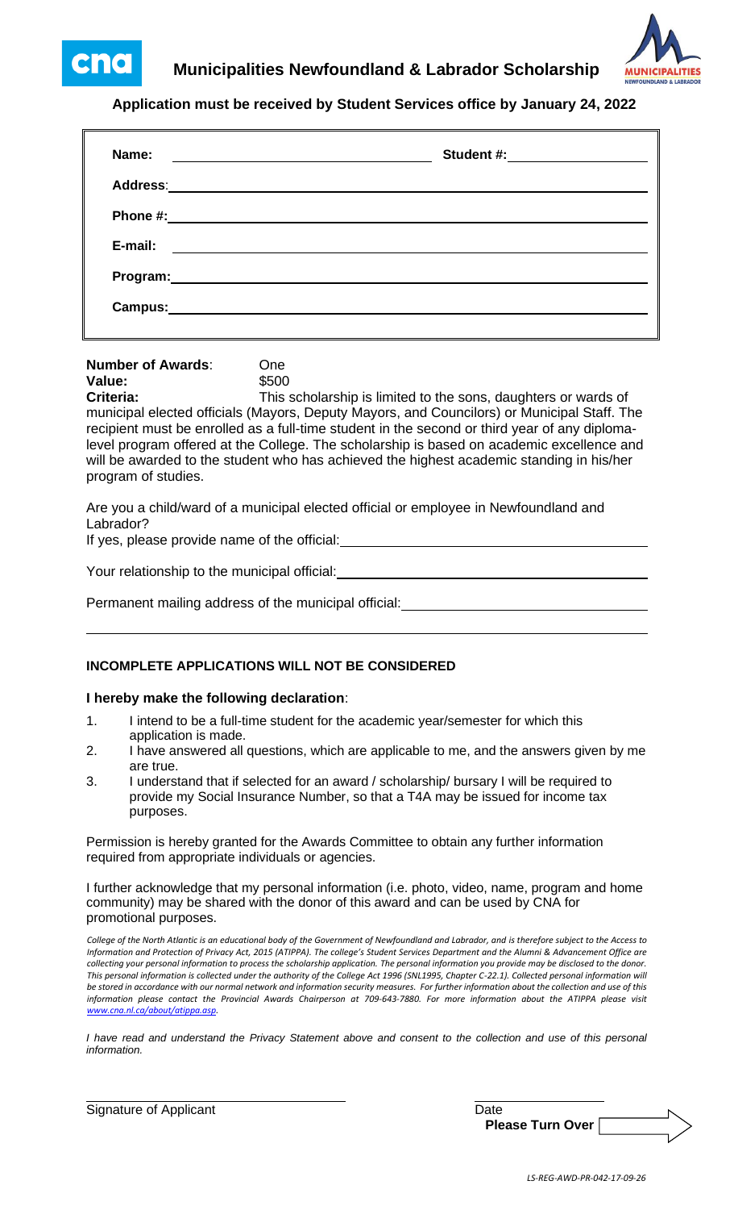# Municipalities Newfoundland & Labrador Scholarship

**Application must be received by Student Services office by January 24, 2022**

**Name:** ______________________ **Student #:** ______________

**Address:** ______________________

**Phone #:** ______________________

**E-mail:** ______________________

**Program:** ______________________

**Campus:** ______________________

**Number of Awards**: One

**Value:** $500

**Criteria:** This scholarship is limited to the sons, daughters or wards of municipal elected officials (Mayors, Deputy Mayors, and Councilors) or Municipal Staff. The recipient must be enrolled as a full-time student in the second or third year of any diploma-level program offered at the College. The scholarship is based on academic excellence and will be awarded to the student who has achieved the highest academic standing in his/her program of studies.

Are you a child/ward of a municipal elected official or employee in Newfoundland and Labrador?

If yes, please provide name of the official: ______________________

Your relationship to the municipal official: ______________________

Permanent mailing address of the municipal official: ______________________

______________________

**INCOMPLETE APPLICATIONS WILL NOT BE CONSIDERED**

**I hereby make the following declaration**:

1. I intend to be a full-time student for the academic year/semester for which this application is made.
2. I have answered all questions, which are applicable to me, and the answers given by me are true.
3. I understand that if selected for an award / scholarship/ bursary I will be required to provide my Social Insurance Number, so that a T4A may be issued for income tax purposes.

Permission is hereby granted for the Awards Committee to obtain any further information required from appropriate individuals or agencies.

I further acknowledge that my personal information (i.e. photo, video, name, program and home community) may be shared with the donor of this award and can be used by CNA for promotional purposes.

*College of the North Atlantic is an educational body of the Government of Newfoundland and Labrador, and is therefore subject to the Access to Information and Protection of Privacy Act, 2015 (ATIPPA). The college's Student Services Department and the Alumni & Advancement Office are collecting your personal information to process the scholarship application. The personal information you provide may be disclosed to the donor. This personal information is collected under the authority of the College Act 1996 (SNL1995, Chapter C-22.1). Collected personal information will be stored in accordance with our normal network and information security measures. For further information about the collection and use of this information please contact the Provincial Awards Chairperson at 709-643-7880. For more information about the ATIPPA please visit www.cna.nl.ca/about/atippa.asp.*

*I have read and understand the Privacy Statement above and consent to the collection and use of this personal information.*

______________________ ______________

Signature of Applicant Date

**Please Turn Over**

LS-REG-AWD-PR-042-17-09-26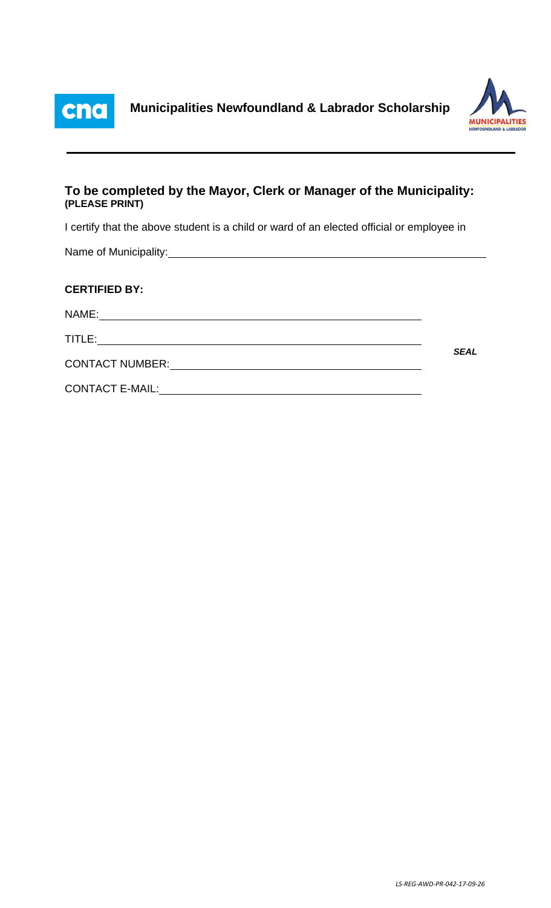## Municipalities Newfoundland & Labrador Scholarship

### To be completed by the Mayor, Clerk or Manager of the Municipality:
**(PLEASE PRINT)**

I certify that the above student is a child or ward of an elected official or employee in

Name of Municipality: ______________________________________________

**CERTIFIED BY:**

NAME: ______________________________________________

TITLE: ______________________________________________

CONTACT NUMBER: ______________________________________

CONTACT E-MAIL: _______________________________________

***SEAL***

*LS-REG-AWD-PR-042-17-09-26*